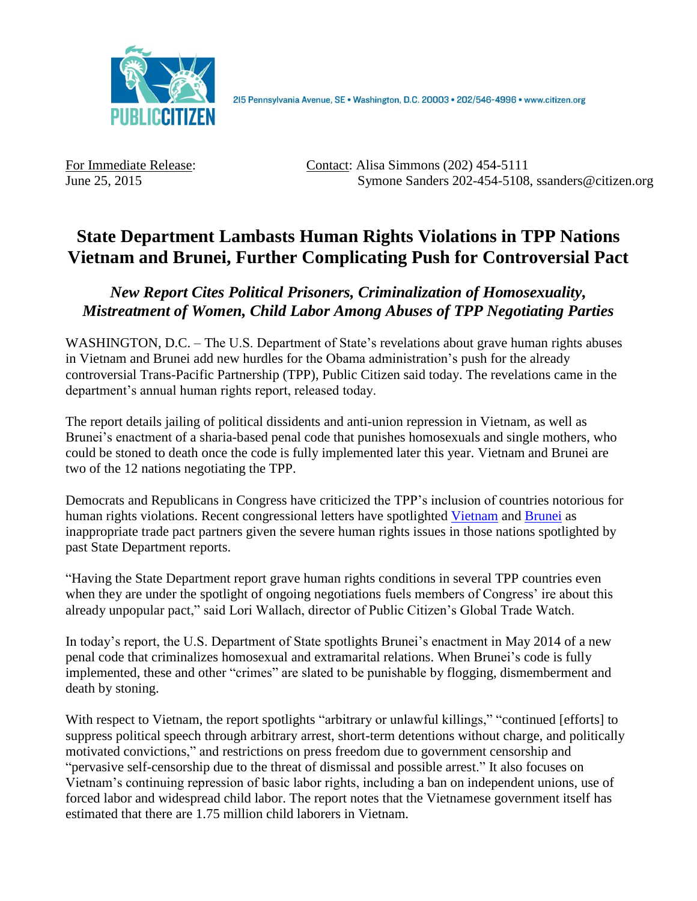215 Pennsylvania Avenue, SE • Washington, D.C. 20003 • 202/546-4996 • www.citizen.org

For Immediate Release:
June 25, 2015

Contact: Alisa Simmons (202) 454-5111
Symone Sanders 202-454-5108, ssanders@citizen.org

# State Department Lambasts Human Rights Violations in TPP Nations Vietnam and Brunei, Further Complicating Push for Controversial Pact

## *New Report Cites Political Prisoners, Criminalization of Homosexuality, Mistreatment of Women, Child Labor Among Abuses of TPP Negotiating Parties*

WASHINGTON, D.C. – The U.S. Department of State's revelations about grave human rights abuses in Vietnam and Brunei add new hurdles for the Obama administration's push for the already controversial Trans-Pacific Partnership (TPP), Public Citizen said today. The revelations came in the department's annual human rights report, released today.

The report details jailing of political dissidents and anti-union repression in Vietnam, as well as Brunei's enactment of a sharia-based penal code that punishes homosexuals and single mothers, who could be stoned to death once the code is fully implemented later this year. Vietnam and Brunei are two of the 12 nations negotiating the TPP.

Democrats and Republicans in Congress have criticized the TPP's inclusion of countries notorious for human rights violations. Recent congressional letters have spotlighted Vietnam and Brunei as inappropriate trade pact partners given the severe human rights issues in those nations spotlighted by past State Department reports.

"Having the State Department report grave human rights conditions in several TPP countries even when they are under the spotlight of ongoing negotiations fuels members of Congress' ire about this already unpopular pact," said Lori Wallach, director of Public Citizen's Global Trade Watch.

In today's report, the U.S. Department of State spotlights Brunei's enactment in May 2014 of a new penal code that criminalizes homosexual and extramarital relations. When Brunei's code is fully implemented, these and other "crimes" are slated to be punishable by flogging, dismemberment and death by stoning.

With respect to Vietnam, the report spotlights "arbitrary or unlawful killings," "continued [efforts] to suppress political speech through arbitrary arrest, short-term detentions without charge, and politically motivated convictions," and restrictions on press freedom due to government censorship and "pervasive self-censorship due to the threat of dismissal and possible arrest." It also focuses on Vietnam's continuing repression of basic labor rights, including a ban on independent unions, use of forced labor and widespread child labor. The report notes that the Vietnamese government itself has estimated that there are 1.75 million child laborers in Vietnam.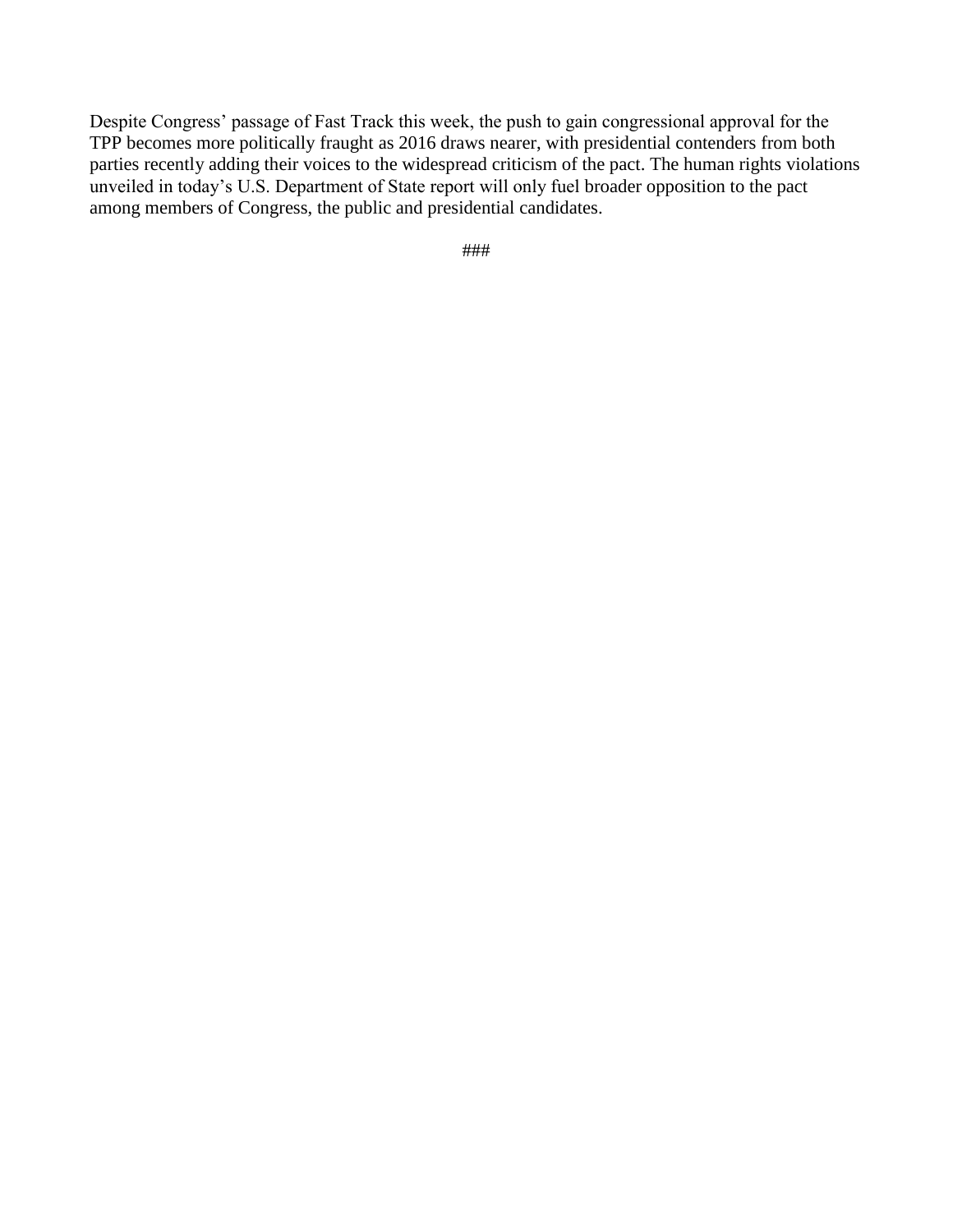Despite Congress' passage of Fast Track this week, the push to gain congressional approval for the TPP becomes more politically fraught as 2016 draws nearer, with presidential contenders from both parties recently adding their voices to the widespread criticism of the pact. The human rights violations unveiled in today's U.S. Department of State report will only fuel broader opposition to the pact among members of Congress, the public and presidential candidates.

###